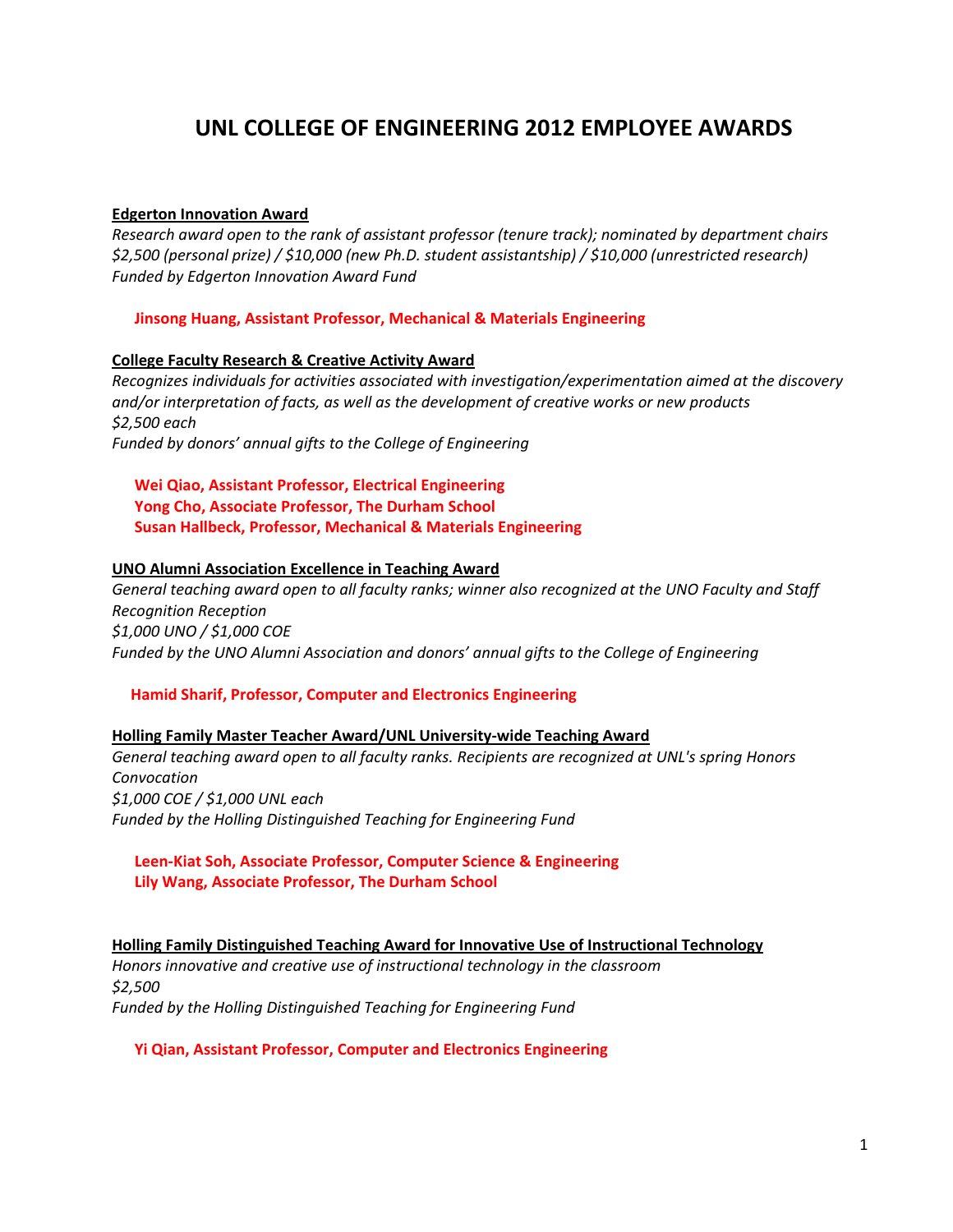# UNL COLLEGE OF ENGINEERING 2012 EMPLOYEE AWARDS

**Edgerton Innovation Award**

*Research award open to the rank of assistant professor (tenure track); nominated by department chairs*
*$2,500 (personal prize) / $10,000 (new Ph.D. student assistantship) / $10,000 (unrestricted research)*
*Funded by Edgerton Innovation Award Fund*

**Jinsong Huang, Assistant Professor, Mechanical & Materials Engineering**

**College Faculty Research & Creative Activity Award**

*Recognizes individuals for activities associated with investigation/experimentation aimed at the discovery and/or interpretation of facts, as well as the development of creative works or new products*
*$2,500 each*
*Funded by donors' annual gifts to the College of Engineering*

**Wei Qiao, Assistant Professor, Electrical Engineering**
**Yong Cho, Associate Professor, The Durham School**
**Susan Hallbeck, Professor, Mechanical & Materials Engineering**

**UNO Alumni Association Excellence in Teaching Award**

*General teaching award open to all faculty ranks; winner also recognized at the UNO Faculty and Staff Recognition Reception*
*$1,000 UNO / $1,000 COE*
*Funded by the UNO Alumni Association and donors' annual gifts to the College of Engineering*

**Hamid Sharif, Professor, Computer and Electronics Engineering**

**Holling Family Master Teacher Award/UNL University-wide Teaching Award**

*General teaching award open to all faculty ranks. Recipients are recognized at UNL's spring Honors Convocation*
*$1,000 COE / $1,000 UNL each*
*Funded by the Holling Distinguished Teaching for Engineering Fund*

**Leen-Kiat Soh, Associate Professor, Computer Science & Engineering**
**Lily Wang, Associate Professor, The Durham School**

**Holling Family Distinguished Teaching Award for Innovative Use of Instructional Technology**

*Honors innovative and creative use of instructional technology in the classroom*
*$2,500*
*Funded by the Holling Distinguished Teaching for Engineering Fund*

**Yi Qian, Assistant Professor, Computer and Electronics Engineering**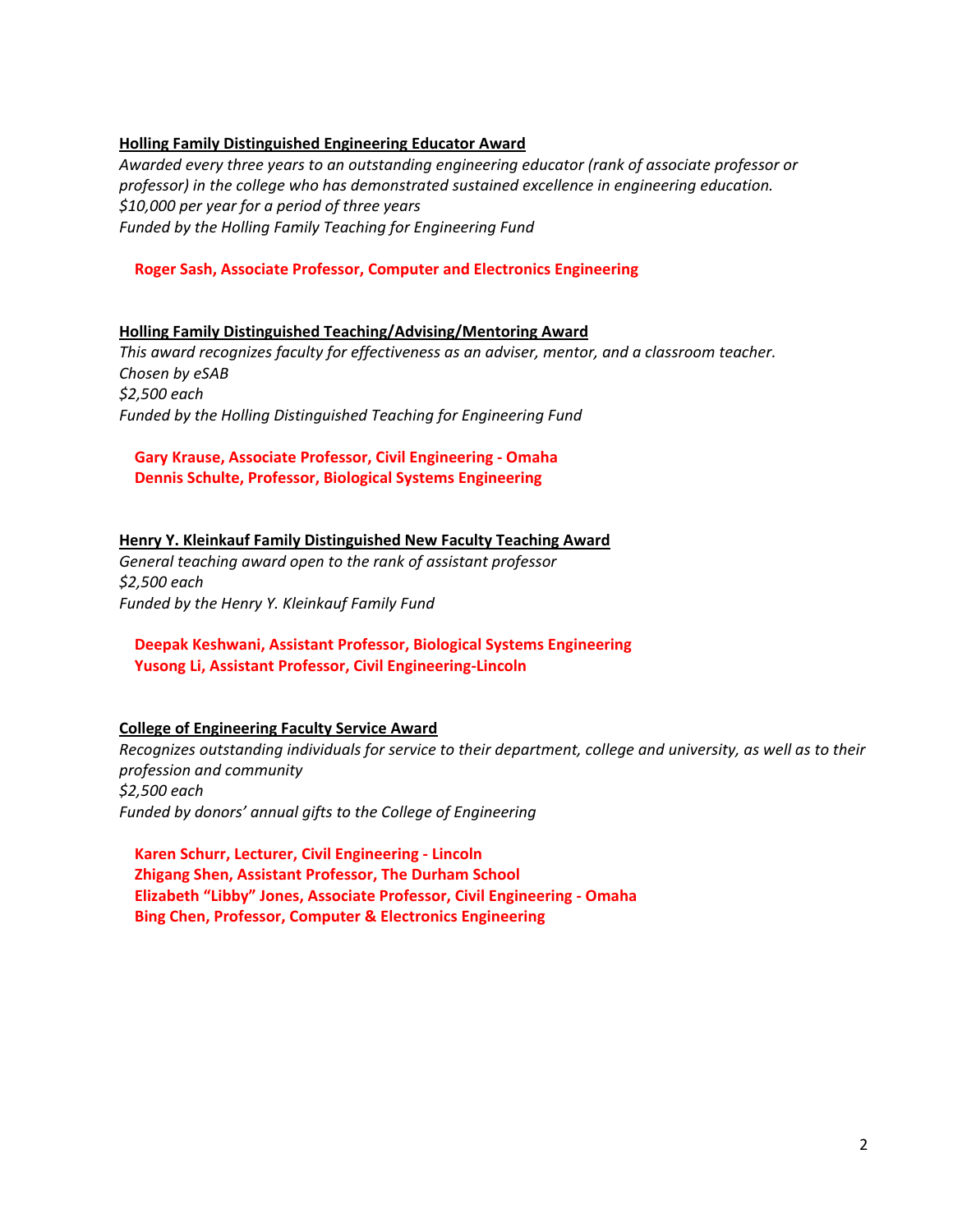**Holling Family Distinguished Engineering Educator Award**

*Awarded every three years to an outstanding engineering educator (rank of associate professor or professor) in the college who has demonstrated sustained excellence in engineering education.*
*$10,000 per year for a period of three years*
*Funded by the Holling Family Teaching for Engineering Fund*

**Roger Sash, Associate Professor, Computer and Electronics Engineering**

**Holling Family Distinguished Teaching/Advising/Mentoring Award**

*This award recognizes faculty for effectiveness as an adviser, mentor, and a classroom teacher.*
*Chosen by eSAB*
*$2,500 each*
*Funded by the Holling Distinguished Teaching for Engineering Fund*

**Gary Krause, Associate Professor, Civil Engineering - Omaha**
**Dennis Schulte, Professor, Biological Systems Engineering**

**Henry Y. Kleinkauf Family Distinguished New Faculty Teaching Award**

*General teaching award open to the rank of assistant professor*
*$2,500 each*
*Funded by the Henry Y. Kleinkauf Family Fund*

**Deepak Keshwani, Assistant Professor, Biological Systems Engineering**
**Yusong Li, Assistant Professor, Civil Engineering-Lincoln**

**College of Engineering Faculty Service Award**

*Recognizes outstanding individuals for service to their department, college and university, as well as to their profession and community*
*$2,500 each*
*Funded by donors' annual gifts to the College of Engineering*

**Karen Schurr, Lecturer, Civil Engineering - Lincoln**
**Zhigang Shen, Assistant Professor, The Durham School**
**Elizabeth "Libby" Jones, Associate Professor, Civil Engineering - Omaha**
**Bing Chen, Professor, Computer & Electronics Engineering**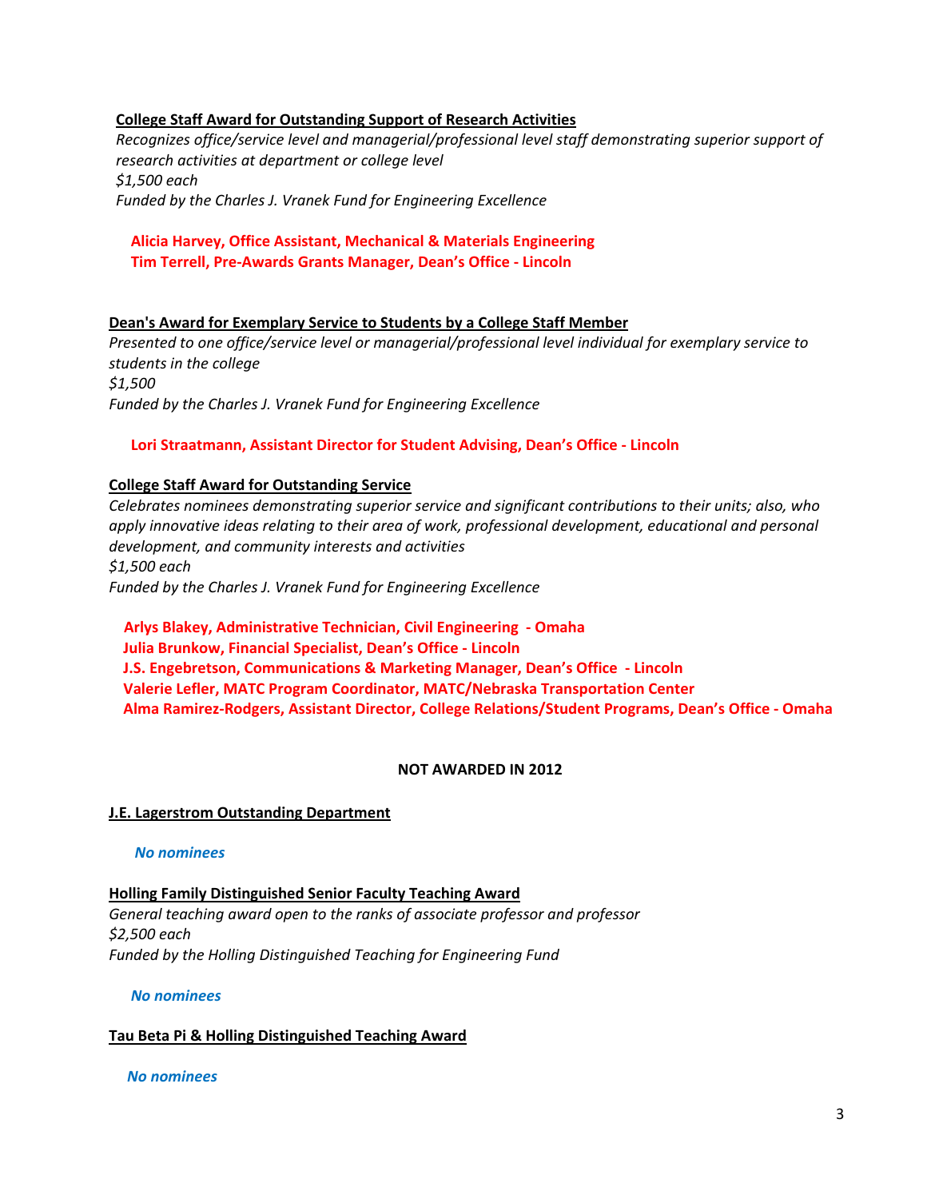**College Staff Award for Outstanding Support of Research Activities**

*Recognizes office/service level and managerial/professional level staff demonstrating superior support of research activities at department or college level*

*$1,500 each*

*Funded by the Charles J. Vranek Fund for Engineering Excellence*

**Alicia Harvey, Office Assistant, Mechanical & Materials Engineering**

**Tim Terrell, Pre-Awards Grants Manager, Dean's Office - Lincoln**

**Dean's Award for Exemplary Service to Students by a College Staff Member**

*Presented to one office/service level or managerial/professional level individual for exemplary service to students in the college*

*$1,500*

*Funded by the Charles J. Vranek Fund for Engineering Excellence*

**Lori Straatmann, Assistant Director for Student Advising, Dean's Office - Lincoln**

**College Staff Award for Outstanding Service**

*Celebrates nominees demonstrating superior service and significant contributions to their units; also, who apply innovative ideas relating to their area of work, professional development, educational and personal development, and community interests and activities*

*$1,500 each*

*Funded by the Charles J. Vranek Fund for Engineering Excellence*

**Arlys Blakey, Administrative Technician, Civil Engineering - Omaha**

**Julia Brunkow, Financial Specialist, Dean's Office - Lincoln**

**J.S. Engebretson, Communications & Marketing Manager, Dean's Office - Lincoln**

**Valerie Lefler, MATC Program Coordinator, MATC/Nebraska Transportation Center**

**Alma Ramirez-Rodgers, Assistant Director, College Relations/Student Programs, Dean's Office - Omaha**

**NOT AWARDED IN 2012**

**J.E. Lagerstrom Outstanding Department**

***No nominees***

**Holling Family Distinguished Senior Faculty Teaching Award**

*General teaching award open to the ranks of associate professor and professor*

*$2,500 each*

*Funded by the Holling Distinguished Teaching for Engineering Fund*

***No nominees***

**Tau Beta Pi & Holling Distinguished Teaching Award**

***No nominees***